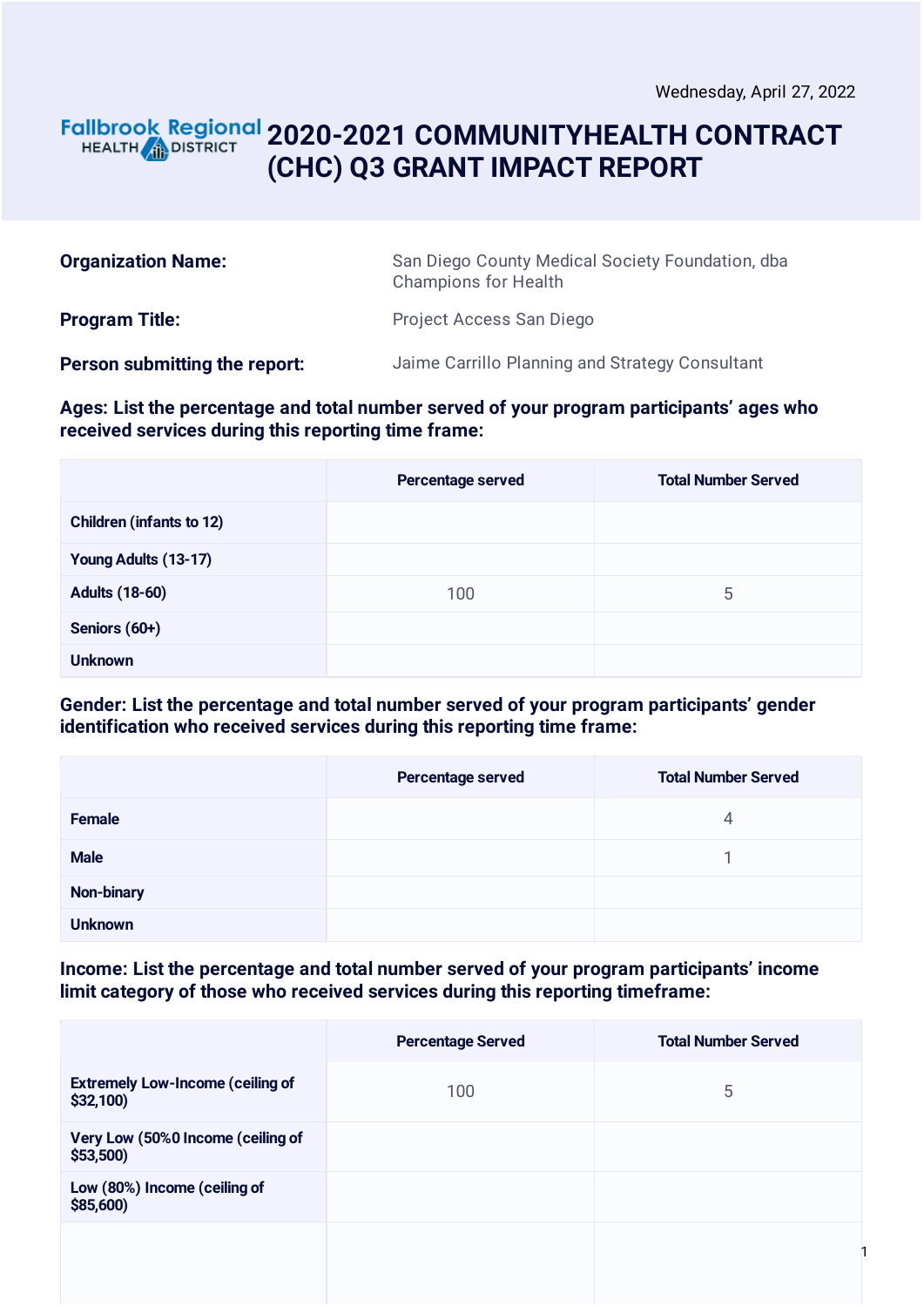Wednesday, April 27, 2022

Fallbrook Regional HEALTH DISTRICT

# 2020-2021 COMMUNITYHEALTH CONTRACT (CHC) Q3 GRANT IMPACT REPORT

**Organization Name:** San Diego County Medical Society Foundation, dba Champions for Health

**Program Title:** Project Access San Diego

**Person submitting the report:** Jaime Carrillo Planning and Strategy Consultant

**Ages: List the percentage and total number served of your program participants' ages who received services during this reporting time frame:**

| | Percentage served | Total Number Served |
|---|---|---|
| Children (infants to 12) | | |
| Young Adults (13-17) | | |
| Adults (18-60) | 100 | 5 |
| Seniors (60+) | | |
| Unknown | | |

**Gender: List the percentage and total number served of your program participants' gender identification who received services during this reporting time frame:**

| | Percentage served | Total Number Served |
|---|---|---|
| Female | | 4 |
| Male | | 1 |
| Non-binary | | |
| Unknown | | |

**Income: List the percentage and total number served of your program participants' income limit category of those who received services during this reporting timeframe:**

| | Percentage Served | Total Number Served |
|---|---|---|
| Extremely Low-Income (ceiling of $32,100) | 100 | 5 |
| Very Low (50%0 Income (ceiling of $53,500) | | |
| Low (80%) Income (ceiling of $85,600) | | |
| | | |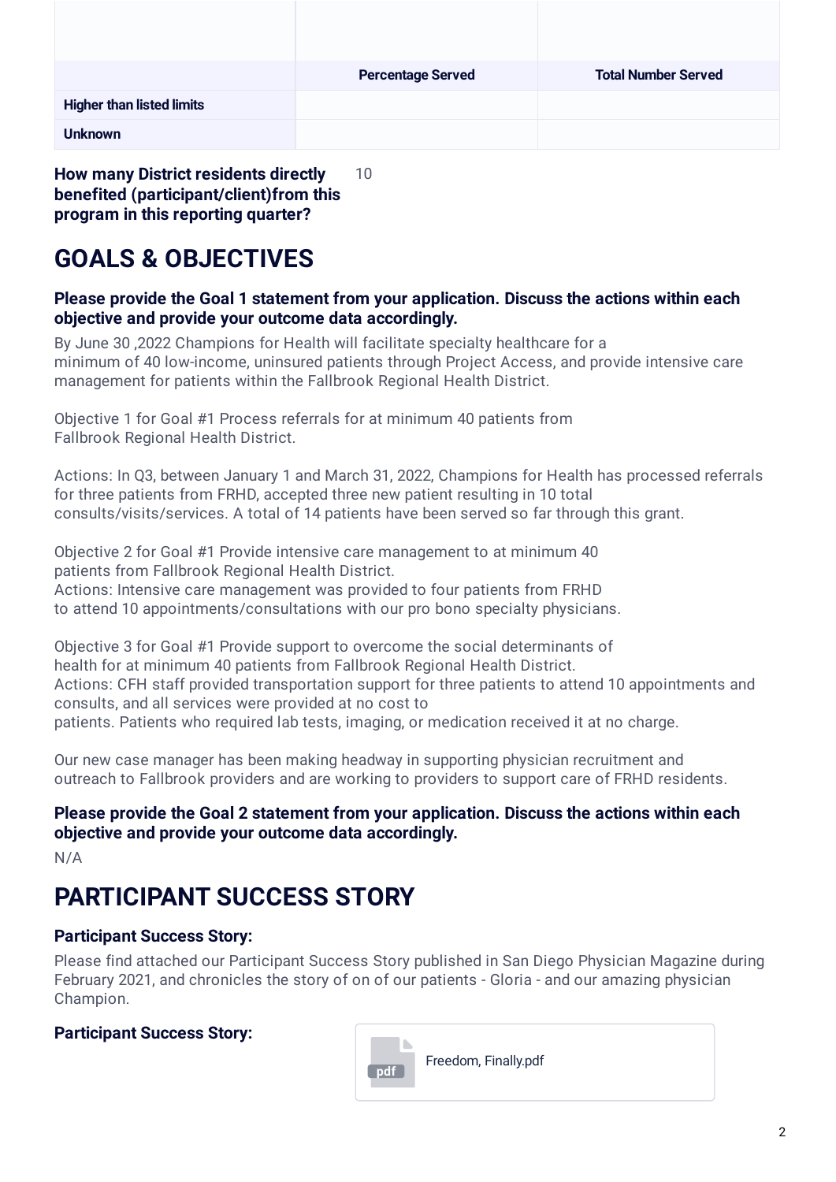| | Percentage Served | Total Number Served |
|---|---|---|
| **Higher than listed limits** | | |
| **Unknown** | | |

**How many District residents directly benefited (participant/client)from this program in this reporting quarter?** 10

# GOALS & OBJECTIVES

### Please provide the Goal 1 statement from your application. Discuss the actions within each objective and provide your outcome data accordingly.

By June 30 ,2022 Champions for Health will facilitate specialty healthcare for a minimum of 40 low-income, uninsured patients through Project Access, and provide intensive care management for patients within the Fallbrook Regional Health District.

Objective 1 for Goal #1 Process referrals for at minimum 40 patients from Fallbrook Regional Health District.

Actions: In Q3, between January 1 and March 31, 2022, Champions for Health has processed referrals for three patients from FRHD, accepted three new patient resulting in 10 total consults/visits/services. A total of 14 patients have been served so far through this grant.

Objective 2 for Goal #1 Provide intensive care management to at minimum 40 patients from Fallbrook Regional Health District.
Actions: Intensive care management was provided to four patients from FRHD to attend 10 appointments/consultations with our pro bono specialty physicians.

Objective 3 for Goal #1 Provide support to overcome the social determinants of health for at minimum 40 patients from Fallbrook Regional Health District.
Actions: CFH staff provided transportation support for three patients to attend 10 appointments and consults, and all services were provided at no cost to patients. Patients who required lab tests, imaging, or medication received it at no charge.

Our new case manager has been making headway in supporting physician recruitment and outreach to Fallbrook providers and are working to providers to support care of FRHD residents.

### Please provide the Goal 2 statement from your application. Discuss the actions within each objective and provide your outcome data accordingly.

N/A

# PARTICIPANT SUCCESS STORY

### Participant Success Story:

Please find attached our Participant Success Story published in San Diego Physician Magazine during February 2021, and chronicles the story of on of our patients - Gloria - and our amazing physician Champion.

### Participant Success Story:

Freedom, Finally.pdf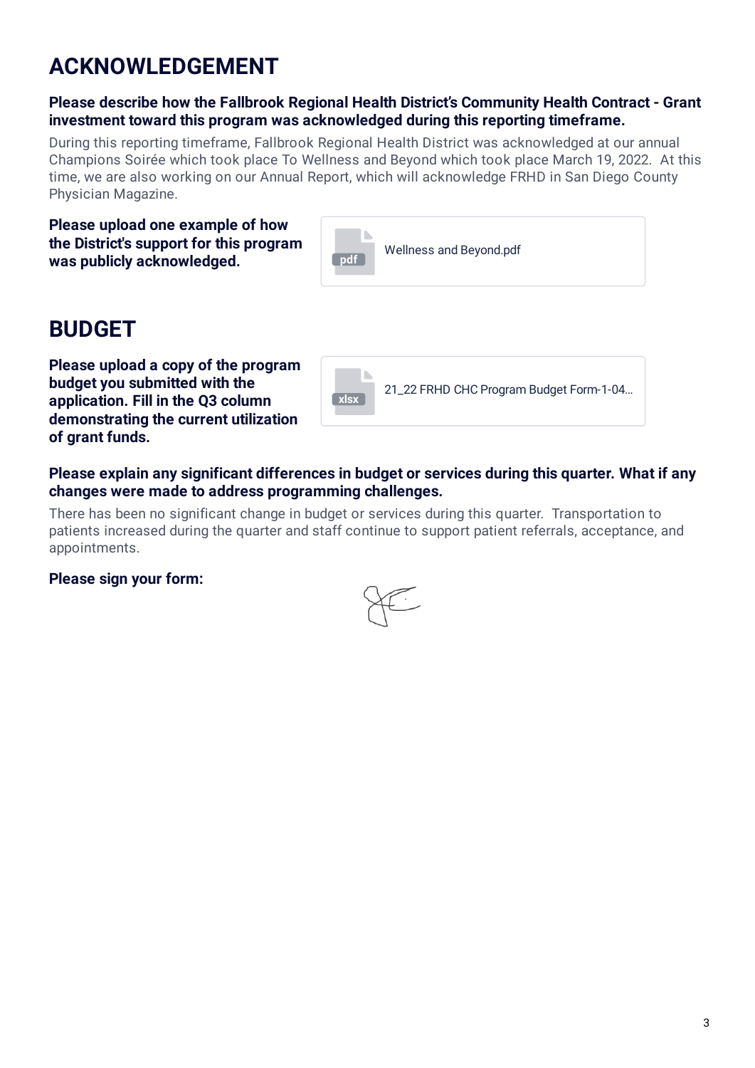# ACKNOWLEDGEMENT

**Please describe how the Fallbrook Regional Health District's Community Health Contract - Grant investment toward this program was acknowledged during this reporting timeframe.**

During this reporting timeframe, Fallbrook Regional Health District was acknowledged at our annual Champions Soirée which took place To Wellness and Beyond which took place March 19, 2022. At this time, we are also working on our Annual Report, which will acknowledge FRHD in San Diego County Physician Magazine.

**Please upload one example of how the District's support for this program was publicly acknowledged.**

Wellness and Beyond.pdf

# BUDGET

**Please upload a copy of the program budget you submitted with the application. Fill in the Q3 column demonstrating the current utilization of grant funds.**

21_22 FRHD CHC Program Budget Form-1-04...

**Please explain any significant differences in budget or services during this quarter. What if any changes were made to address programming challenges.**

There has been no significant change in budget or services during this quarter. Transportation to patients increased during the quarter and staff continue to support patient referrals, acceptance, and appointments.

**Please sign your form:**